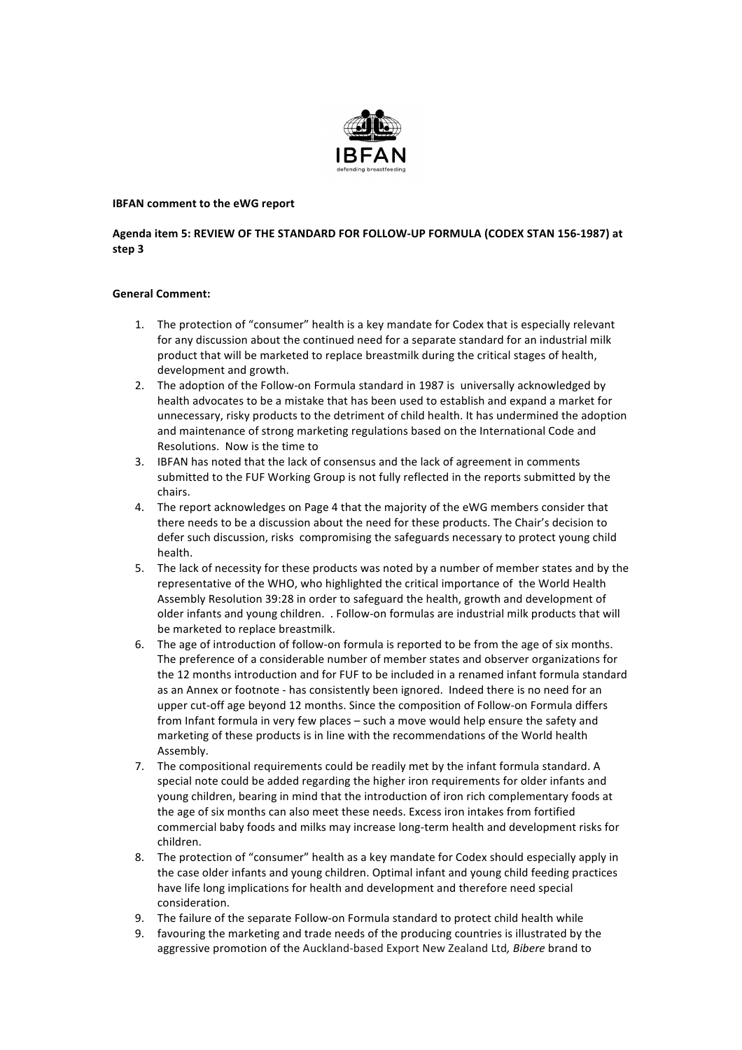IBFAN

defending breastfeeding

**IBFAN comment to the eWG report**

**Agenda item 5: REVIEW OF THE STANDARD FOR FOLLOW-UP FORMULA (CODEX STAN 156-1987) at step 3**

**General Comment:**

1. The protection of "consumer" health is a key mandate for Codex that is especially relevant for any discussion about the continued need for a separate standard for an industrial milk product that will be marketed to replace breastmilk during the critical stages of health, development and growth.
2. The adoption of the Follow-on Formula standard in 1987 is universally acknowledged by health advocates to be a mistake that has been used to establish and expand a market for unnecessary, risky products to the detriment of child health. It has undermined the adoption and maintenance of strong marketing regulations based on the International Code and Resolutions. Now is the time to
3. IBFAN has noted that the lack of consensus and the lack of agreement in comments submitted to the FUF Working Group is not fully reflected in the reports submitted by the chairs.
4. The report acknowledges on Page 4 that the majority of the eWG members consider that there needs to be a discussion about the need for these products. The Chair's decision to defer such discussion, risks compromising the safeguards necessary to protect young child health.
5. The lack of necessity for these products was noted by a number of member states and by the representative of the WHO, who highlighted the critical importance of the World Health Assembly Resolution 39:28 in order to safeguard the health, growth and development of older infants and young children. . Follow-on formulas are industrial milk products that will be marketed to replace breastmilk.
6. The age of introduction of follow-on formula is reported to be from the age of six months. The preference of a considerable number of member states and observer organizations for the 12 months introduction and for FUF to be included in a renamed infant formula standard as an Annex or footnote - has consistently been ignored. Indeed there is no need for an upper cut-off age beyond 12 months. Since the composition of Follow-on Formula differs from Infant formula in very few places – such a move would help ensure the safety and marketing of these products is in line with the recommendations of the World health Assembly.
7. The compositional requirements could be readily met by the infant formula standard. A special note could be added regarding the higher iron requirements for older infants and young children, bearing in mind that the introduction of iron rich complementary foods at the age of six months can also meet these needs. Excess iron intakes from fortified commercial baby foods and milks may increase long-term health and development risks for children.
8. The protection of "consumer" health as a key mandate for Codex should especially apply in the case older infants and young children. Optimal infant and young child feeding practices have life long implications for health and development and therefore need special consideration.
9. The failure of the separate Follow-on Formula standard to protect child health while
9. favouring the marketing and trade needs of the producing countries is illustrated by the aggressive promotion of the Auckland-based Export New Zealand Ltd*, Bibere* brand to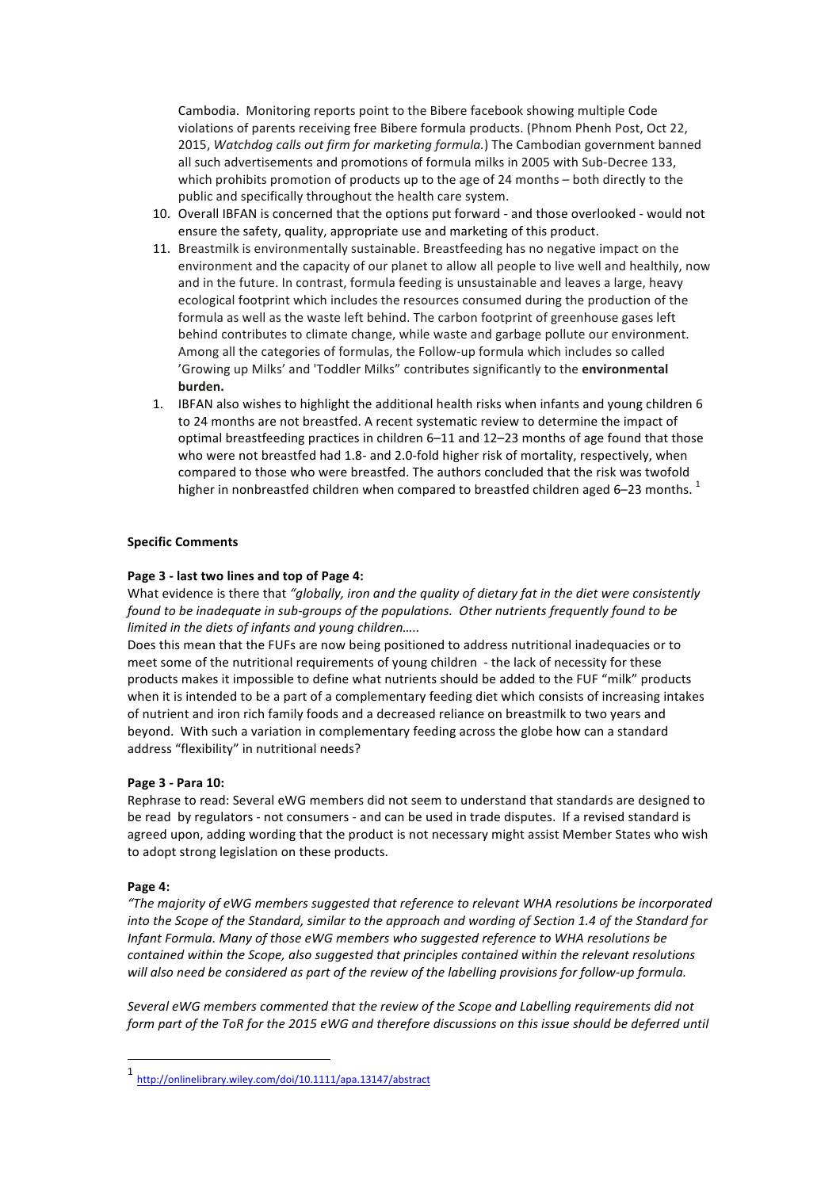Cambodia. Monitoring reports point to the Bibere facebook showing multiple Code violations of parents receiving free Bibere formula products. (Phnom Phenh Post, Oct 22, 2015, *Watchdog calls out firm for marketing formula.*) The Cambodian government banned all such advertisements and promotions of formula milks in 2005 with Sub-Decree 133, which prohibits promotion of products up to the age of 24 months – both directly to the public and specifically throughout the health care system.

10. Overall IBFAN is concerned that the options put forward - and those overlooked - would not ensure the safety, quality, appropriate use and marketing of this product.
11. Breastmilk is environmentally sustainable. Breastfeeding has no negative impact on the environment and the capacity of our planet to allow all people to live well and healthily, now and in the future. In contrast, formula feeding is unsustainable and leaves a large, heavy ecological footprint which includes the resources consumed during the production of the formula as well as the waste left behind. The carbon footprint of greenhouse gases left behind contributes to climate change, while waste and garbage pollute our environment. Among all the categories of formulas, the Follow-up formula which includes so called 'Growing up Milks' and 'Toddler Milks" contributes significantly to the **environmental burden.**

1. IBFAN also wishes to highlight the additional health risks when infants and young children 6 to 24 months are not breastfed. A recent systematic review to determine the impact of optimal breastfeeding practices in children 6–11 and 12–23 months of age found that those who were not breastfed had 1.8- and 2.0-fold higher risk of mortality, respectively, when compared to those who were breastfed. The authors concluded that the risk was twofold higher in nonbreastfed children when compared to breastfed children aged 6–23 months. [1]

**Specific Comments**

**Page 3 - last two lines and top of Page 4:**

What evidence is there that *"globally, iron and the quality of dietary fat in the diet were consistently found to be inadequate in sub-groups of the populations. Other nutrients frequently found to be limited in the diets of infants and young children…..*

Does this mean that the FUFs are now being positioned to address nutritional inadequacies or to meet some of the nutritional requirements of young children - the lack of necessity for these products makes it impossible to define what nutrients should be added to the FUF "milk" products when it is intended to be a part of a complementary feeding diet which consists of increasing intakes of nutrient and iron rich family foods and a decreased reliance on breastmilk to two years and beyond. With such a variation in complementary feeding across the globe how can a standard address "flexibility" in nutritional needs?

**Page 3 - Para 10:**

Rephrase to read: Several eWG members did not seem to understand that standards are designed to be read by regulators - not consumers - and can be used in trade disputes. If a revised standard is agreed upon, adding wording that the product is not necessary might assist Member States who wish to adopt strong legislation on these products.

**Page 4:**

*"The majority of eWG members suggested that reference to relevant WHA resolutions be incorporated into the Scope of the Standard, similar to the approach and wording of Section 1.4 of the Standard for Infant Formula. Many of those eWG members who suggested reference to WHA resolutions be contained within the Scope, also suggested that principles contained within the relevant resolutions will also need be considered as part of the review of the labelling provisions for follow-up formula.*

*Several eWG members commented that the review of the Scope and Labelling requirements did not form part of the ToR for the 2015 eWG and therefore discussions on this issue should be deferred until*

[1] http://onlinelibrary.wiley.com/doi/10.1111/apa.13147/abstract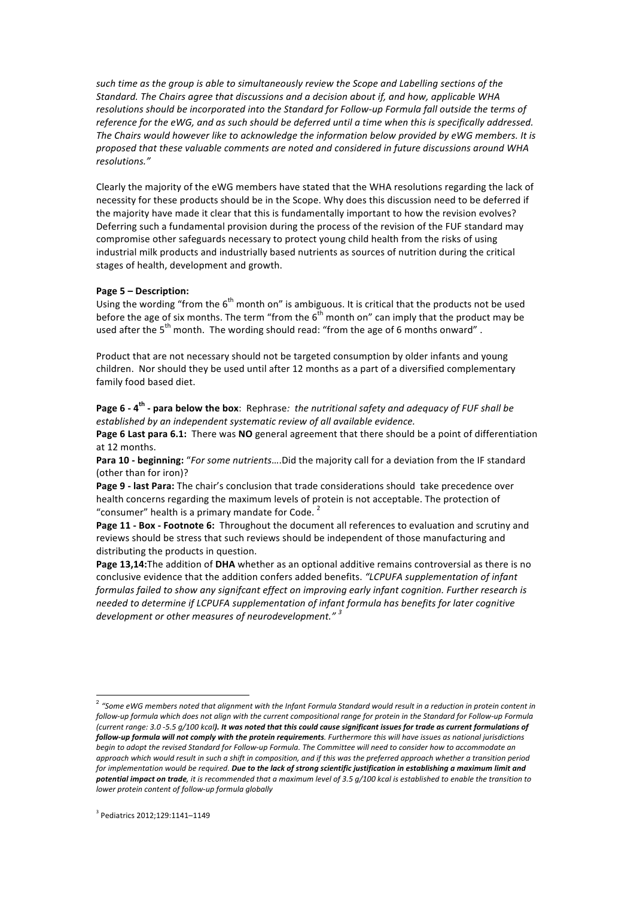*such time as the group is able to simultaneously review the Scope and Labelling sections of the Standard. The Chairs agree that discussions and a decision about if, and how, applicable WHA resolutions should be incorporated into the Standard for Follow-up Formula fall outside the terms of reference for the eWG, and as such should be deferred until a time when this is specifically addressed. The Chairs would however like to acknowledge the information below provided by eWG members. It is proposed that these valuable comments are noted and considered in future discussions around WHA resolutions."*

Clearly the majority of the eWG members have stated that the WHA resolutions regarding the lack of necessity for these products should be in the Scope. Why does this discussion need to be deferred if the majority have made it clear that this is fundamentally important to how the revision evolves? Deferring such a fundamental provision during the process of the revision of the FUF standard may compromise other safeguards necessary to protect young child health from the risks of using industrial milk products and industrially based nutrients as sources of nutrition during the critical stages of health, development and growth.

**Page 5 – Description:**
Using the wording "from the 6th month on" is ambiguous. It is critical that the products not be used before the age of six months. The term "from the 6th month on" can imply that the product may be used after the 5th month. The wording should read: "from the age of 6 months onward" .

Product that are not necessary should not be targeted consumption by older infants and young children. Nor should they be used until after 12 months as a part of a diversified complementary family food based diet.

**Page 6 - 4th - para below the box**: Rephrase*: the nutritional safety and adequacy of FUF shall be established by an independent systematic review of all available evidence.*

**Page 6 Last para 6.1:** There was **NO** general agreement that there should be a point of differentiation at 12 months.

**Para 10 - beginning:** "*For some nutrients*....Did the majority call for a deviation from the IF standard (other than for iron)?

**Page 9 - last Para:** The chair's conclusion that trade considerations should take precedence over health concerns regarding the maximum levels of protein is not acceptable. The protection of "consumer" health is a primary mandate for Code. [2]

**Page 11 - Box - Footnote 6:** Throughout the document all references to evaluation and scrutiny and reviews should be stress that such reviews should be independent of those manufacturing and distributing the products in question.

**Page 13,14:**The addition of **DHA** whether as an optional additive remains controversial as there is no conclusive evidence that the addition confers added benefits. *"LCPUFA supplementation of infant formulas failed to show any signifcant effect on improving early infant cognition. Further research is needed to determine if LCPUFA supplementation of infant formula has benefits for later cognitive development or other measures of neurodevelopment."* [3]

---

[2] *"Some eWG members noted that alignment with the Infant Formula Standard would result in a reduction in protein content in follow-up formula which does not align with the current compositional range for protein in the Standard for Follow-up Formula (current range: 3.0 -5.5 g/100 kcal**). It was noted that this could cause significant issues for trade as current formulations of follow-up formula will not comply with the protein requirements**. Furthermore this will have issues as national jurisdictions begin to adopt the revised Standard for Follow-up Formula. The Committee will need to consider how to accommodate an approach which would result in such a shift in composition, and if this was the preferred approach whether a transition period for implementation would be required. **Due to the lack of strong scientific justification in establishing a maximum limit and potential impact on trade**, it is recommended that a maximum level of 3.5 g/100 kcal is established to enable the transition to lower protein content of follow-up formula globally*

[3] Pediatrics 2012;129:1141–1149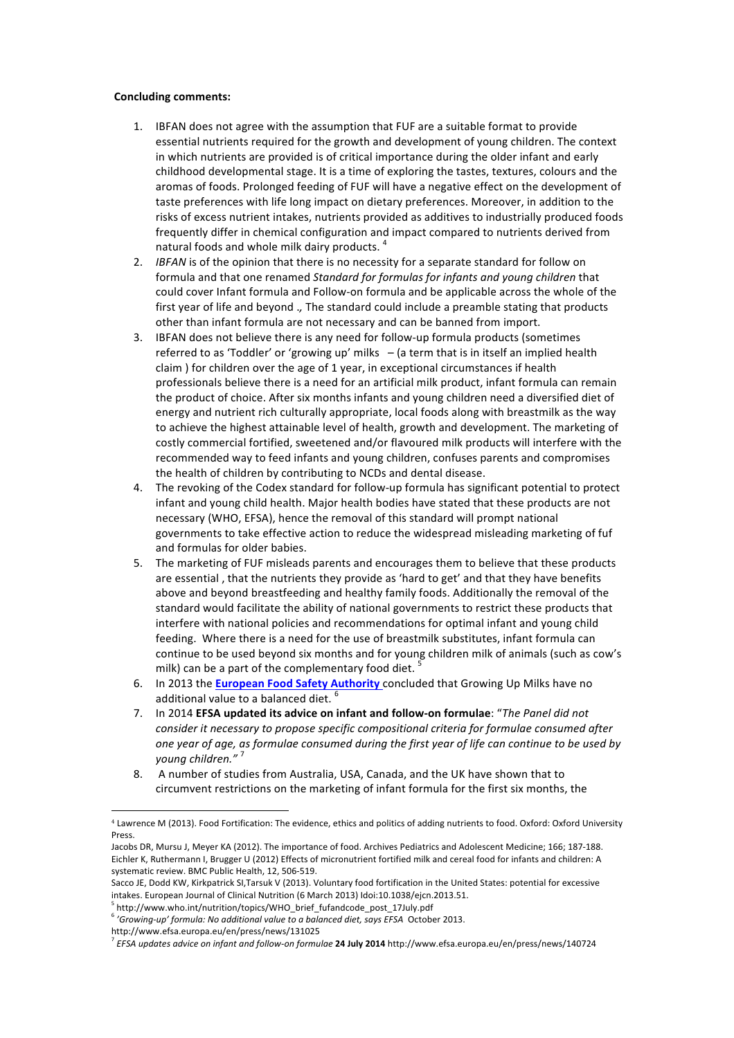**Concluding comments:**

1. IBFAN does not agree with the assumption that FUF are a suitable format to provide essential nutrients required for the growth and development of young children. The context in which nutrients are provided is of critical importance during the older infant and early childhood developmental stage. It is a time of exploring the tastes, textures, colours and the aromas of foods. Prolonged feeding of FUF will have a negative effect on the development of taste preferences with life long impact on dietary preferences. Moreover, in addition to the risks of excess nutrient intakes, nutrients provided as additives to industrially produced foods frequently differ in chemical configuration and impact compared to nutrients derived from natural foods and whole milk dairy products. [4]
2. *IBFAN* is of the opinion that there is no necessity for a separate standard for follow on formula and that one renamed *Standard for formulas for infants and young children* that could cover Infant formula and Follow-on formula and be applicable across the whole of the first year of life and beyond *.,* The standard could include a preamble stating that products other than infant formula are not necessary and can be banned from import.
3. IBFAN does not believe there is any need for follow-up formula products (sometimes referred to as 'Toddler' or 'growing up' milks – (a term that is in itself an implied health claim ) for children over the age of 1 year, in exceptional circumstances if health professionals believe there is a need for an artificial milk product, infant formula can remain the product of choice. After six months infants and young children need a diversified diet of energy and nutrient rich culturally appropriate, local foods along with breastmilk as the way to achieve the highest attainable level of health, growth and development. The marketing of costly commercial fortified, sweetened and/or flavoured milk products will interfere with the recommended way to feed infants and young children, confuses parents and compromises the health of children by contributing to NCDs and dental disease.
4. The revoking of the Codex standard for follow-up formula has significant potential to protect infant and young child health. Major health bodies have stated that these products are not necessary (WHO, EFSA), hence the removal of this standard will prompt national governments to take effective action to reduce the widespread misleading marketing of fuf and formulas for older babies.
5. The marketing of FUF misleads parents and encourages them to believe that these products are essential , that the nutrients they provide as 'hard to get' and that they have benefits above and beyond breastfeeding and healthy family foods. Additionally the removal of the standard would facilitate the ability of national governments to restrict these products that interfere with national policies and recommendations for optimal infant and young child feeding. Where there is a need for the use of breastmilk substitutes, infant formula can continue to be used beyond six months and for young children milk of animals (such as cow's milk) can be a part of the complementary food diet. [5]
6. In 2013 the **European Food Safety Authority** concluded that Growing Up Milks have no additional value to a balanced diet. [6]
7. In 2014 **EFSA updated its advice on infant and follow-on formulae**: "*The Panel did not consider it necessary to propose specific compositional criteria for formulae consumed after one year of age, as formulae consumed during the first year of life can continue to be used by young children."* [7]
8. A number of studies from Australia, USA, Canada, and the UK have shown that to circumvent restrictions on the marketing of infant formula for the first six months, the

---

[4] Lawrence M (2013). Food Fortification: The evidence, ethics and politics of adding nutrients to food. Oxford: Oxford University Press.
Jacobs DR, Mursu J, Meyer KA (2012). The importance of food. Archives Pediatrics and Adolescent Medicine; 166; 187-188.
Eichler K, Ruthermann I, Brugger U (2012) Effects of micronutrient fortified milk and cereal food for infants and children: A systematic review. BMC Public Health, 12, 506-519.
Sacco JE, Dodd KW, Kirkpatrick SI,Tarsuk V (2013). Voluntary food fortification in the United States: potential for excessive intakes. European Journal of Clinical Nutrition (6 March 2013) Idoi:10.1038/ejcn.2013.51.

[5] http://www.who.int/nutrition/topics/WHO_brief_fufandcode_post_17July.pdf

[6] *'Growing-up' formula: No additional value to a balanced diet, says EFSA* October 2013.
http://www.efsa.europa.eu/en/press/news/131025

[7] *EFSA updates advice on infant and follow-on formulae* **24 July 2014** http://www.efsa.europa.eu/en/press/news/140724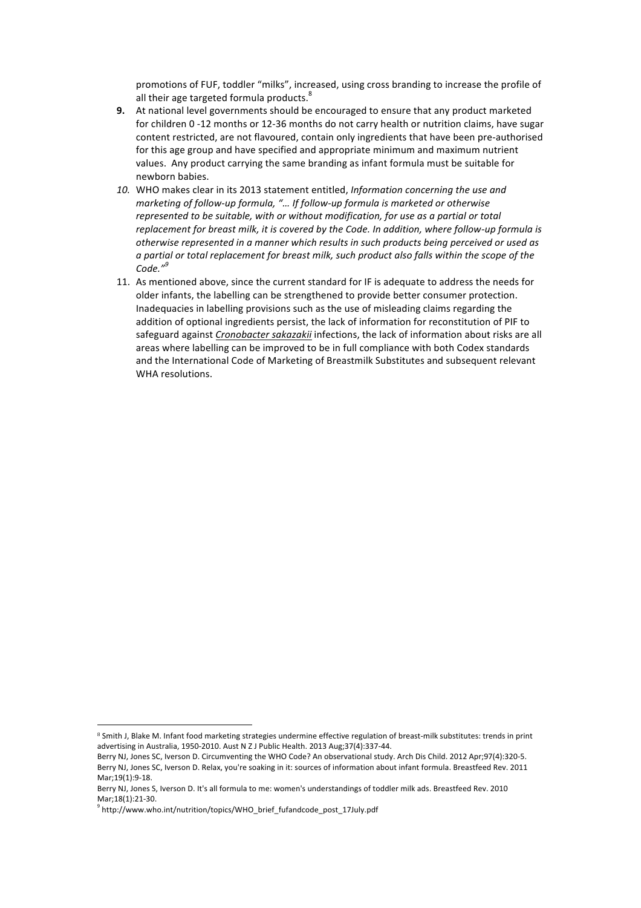promotions of FUF, toddler "milks", increased, using cross branding to increase the profile of all their age targeted formula products.[8]

**9.** At national level governments should be encouraged to ensure that any product marketed for children 0 -12 months or 12-36 months do not carry health or nutrition claims, have sugar content restricted, are not flavoured, contain only ingredients that have been pre-authorised for this age group and have specified and appropriate minimum and maximum nutrient values. Any product carrying the same branding as infant formula must be suitable for newborn babies.

*10.* *WHO makes clear in its 2013 statement entitled, Information concerning the use and marketing of follow-up formula, "… If follow-up formula is marketed or otherwise represented to be suitable, with or without modification, for use as a partial or total replacement for breast milk, it is covered by the Code. In addition, where follow-up formula is otherwise represented in a manner which results in such products being perceived or used as a partial or total replacement for breast milk, such product also falls within the scope of the Code."*[9]

11. As mentioned above, since the current standard for IF is adequate to address the needs for older infants, the labelling can be strengthened to provide better consumer protection. Inadequacies in labelling provisions such as the use of misleading claims regarding the addition of optional ingredients persist, the lack of information for reconstitution of PIF to safeguard against *Cronobacter sakazakii* infections, the lack of information about risks are all areas where labelling can be improved to be in full compliance with both Codex standards and the International Code of Marketing of Breastmilk Substitutes and subsequent relevant WHA resolutions.

---

[8] Smith J, Blake M. Infant food marketing strategies undermine effective regulation of breast-milk substitutes: trends in print advertising in Australia, 1950-2010. Aust N Z J Public Health. 2013 Aug;37(4):337-44.
Berry NJ, Jones SC, Iverson D. Circumventing the WHO Code? An observational study. Arch Dis Child. 2012 Apr;97(4):320-5.
Berry NJ, Jones SC, Iverson D. Relax, you're soaking in it: sources of information about infant formula. Breastfeed Rev. 2011 Mar;19(1):9-18.
Berry NJ, Jones S, Iverson D. It's all formula to me: women's understandings of toddler milk ads. Breastfeed Rev. 2010 Mar;18(1):21-30.

[9] http://www.who.int/nutrition/topics/WHO_brief_fufandcode_post_17July.pdf